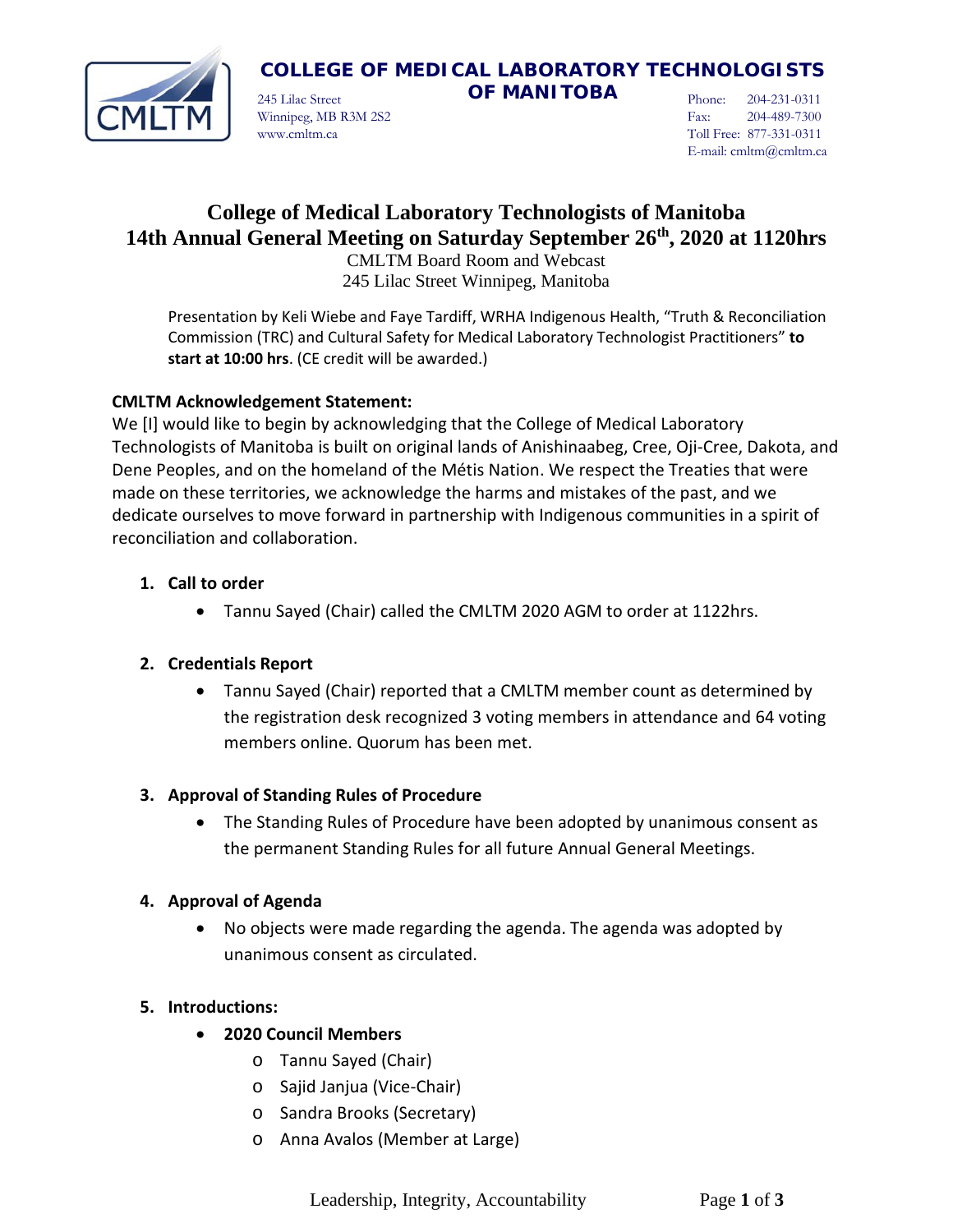**COLLEGE OF MEDICAL LABORATORY TECHNOLOGISTS OF MANITOBA**

245 Lilac Street
Winnipeg, MB R3M 2S2
www.cmltm.ca

Phone: 204-231-0311
Fax: 204-489-7300
Toll Free: 877-331-0311
E-mail: cmltm@cmltm.ca

# College of Medical Laboratory Technologists of Manitoba
# 14th Annual General Meeting on Saturday September 26th, 2020 at 1120hrs

CMLTM Board Room and Webcast
245 Lilac Street Winnipeg, Manitoba

Presentation by Keli Wiebe and Faye Tardiff, WRHA Indigenous Health, "Truth & Reconciliation Commission (TRC) and Cultural Safety for Medical Laboratory Technologist Practitioners" **to start at 10:00 hrs**. (CE credit will be awarded.)

**CMLTM Acknowledgement Statement:**

We [I] would like to begin by acknowledging that the College of Medical Laboratory Technologists of Manitoba is built on original lands of Anishinaabeg, Cree, Oji-Cree, Dakota, and Dene Peoples, and on the homeland of the Métis Nation. We respect the Treaties that were made on these territories, we acknowledge the harms and mistakes of the past, and we dedicate ourselves to move forward in partnership with Indigenous communities in a spirit of reconciliation and collaboration.

1. **Call to order**
   - Tannu Sayed (Chair) called the CMLTM 2020 AGM to order at 1122hrs.

2. **Credentials Report**
   - Tannu Sayed (Chair) reported that a CMLTM member count as determined by the registration desk recognized 3 voting members in attendance and 64 voting members online. Quorum has been met.

3. **Approval of Standing Rules of Procedure**
   - The Standing Rules of Procedure have been adopted by unanimous consent as the permanent Standing Rules for all future Annual General Meetings.

4. **Approval of Agenda**
   - No objects were made regarding the agenda. The agenda was adopted by unanimous consent as circulated.

5. **Introductions:**
   - **2020 Council Members**
     - Tannu Sayed (Chair)
     - Sajid Janjua (Vice-Chair)
     - Sandra Brooks (Secretary)
     - Anna Avalos (Member at Large)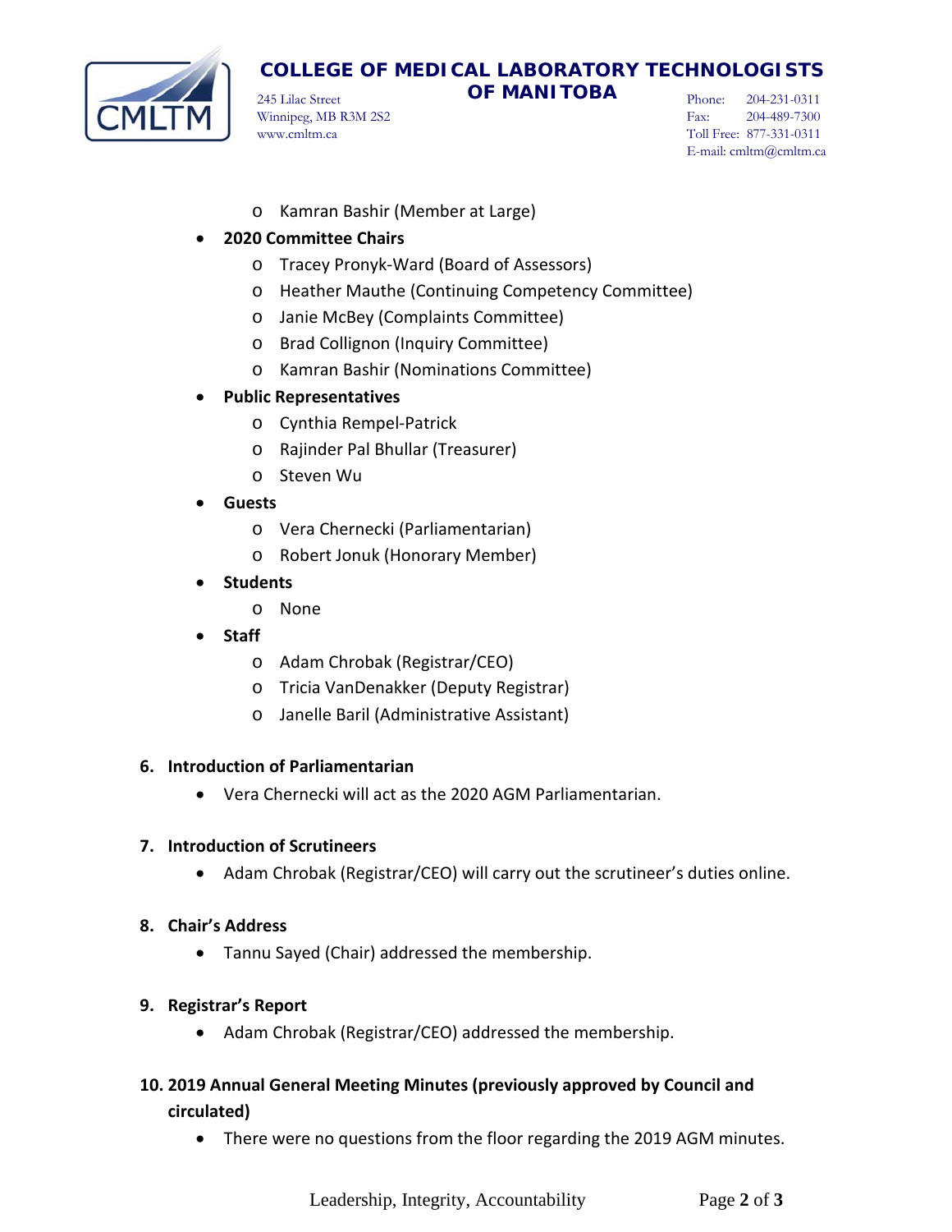- Kamran Bashir (Member at Large)

- **2020 Committee Chairs**
  - Tracey Pronyk-Ward (Board of Assessors)
  - Heather Mauthe (Continuing Competency Committee)
  - Janie McBey (Complaints Committee)
  - Brad Collignon (Inquiry Committee)
  - Kamran Bashir (Nominations Committee)
- **Public Representatives**
  - Cynthia Rempel-Patrick
  - Rajinder Pal Bhullar (Treasurer)
  - Steven Wu
- **Guests**
  - Vera Chernecki (Parliamentarian)
  - Robert Jonuk (Honorary Member)
- **Students**
  - None
- **Staff**
  - Adam Chrobak (Registrar/CEO)
  - Tricia VanDenakker (Deputy Registrar)
  - Janelle Baril (Administrative Assistant)

**6. Introduction of Parliamentarian**

- Vera Chernecki will act as the 2020 AGM Parliamentarian.

**7. Introduction of Scrutineers**

- Adam Chrobak (Registrar/CEO) will carry out the scrutineer's duties online.

**8. Chair's Address**

- Tannu Sayed (Chair) addressed the membership.

**9. Registrar's Report**

- Adam Chrobak (Registrar/CEO) addressed the membership.

**10. 2019 Annual General Meeting Minutes (previously approved by Council and circulated)**

- There were no questions from the floor regarding the 2019 AGM minutes.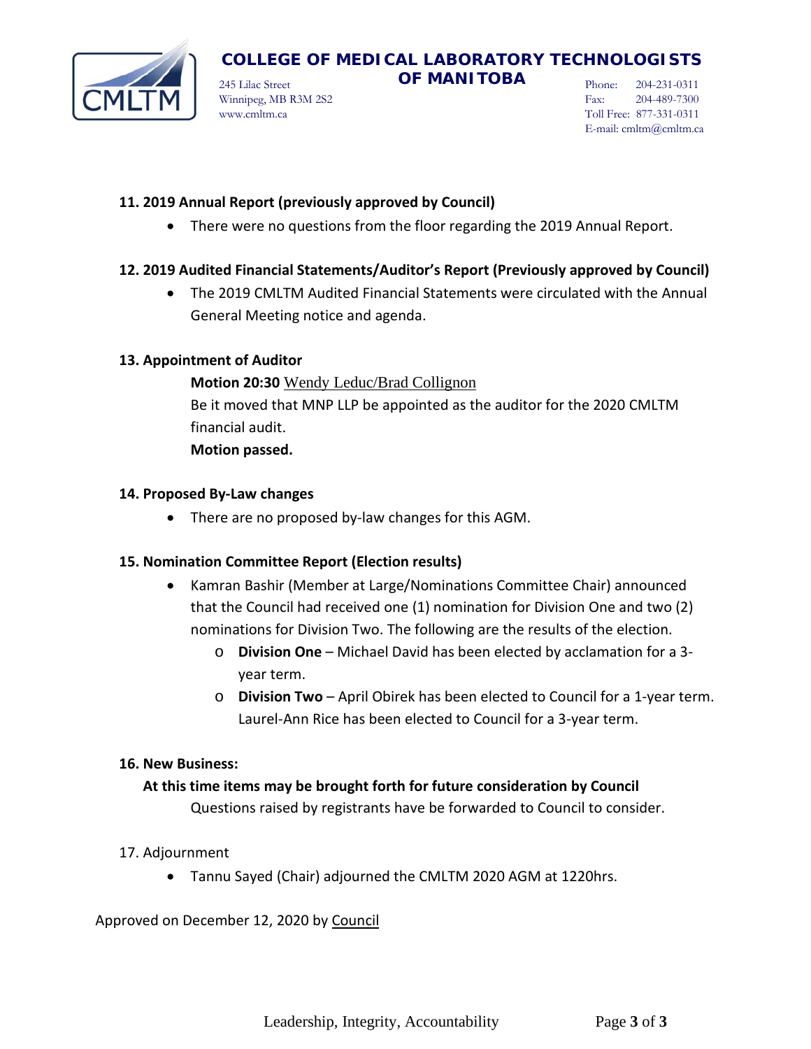**COLLEGE OF MEDICAL LABORATORY TECHNOLOGISTS OF MANITOBA**

245 Lilac Street
Winnipeg, MB R3M 2S2
www.cmltm.ca

Phone: 204-231-0311
Fax: 204-489-7300
Toll Free: 877-331-0311
E-mail: cmltm@cmltm.ca

**11. 2019 Annual Report (previously approved by Council)**

- There were no questions from the floor regarding the 2019 Annual Report.

**12. 2019 Audited Financial Statements/Auditor's Report (Previously approved by Council)**

- The 2019 CMLTM Audited Financial Statements were circulated with the Annual General Meeting notice and agenda.

**13. Appointment of Auditor**

**Motion 20:30** Wendy Leduc/Brad Collignon
Be it moved that MNP LLP be appointed as the auditor for the 2020 CMLTM financial audit.
**Motion passed.**

**14. Proposed By-Law changes**

- There are no proposed by-law changes for this AGM.

**15. Nomination Committee Report (Election results)**

- Kamran Bashir (Member at Large/Nominations Committee Chair) announced that the Council had received one (1) nomination for Division One and two (2) nominations for Division Two. The following are the results of the election.
  - **Division One** – Michael David has been elected by acclamation for a 3-year term.
  - **Division Two** – April Obirek has been elected to Council for a 1-year term. Laurel-Ann Rice has been elected to Council for a 3-year term.

**16. New Business:**

**At this time items may be brought forth for future consideration by Council**

Questions raised by registrants have be forwarded to Council to consider.

17. Adjournment

- Tannu Sayed (Chair) adjourned the CMLTM 2020 AGM at 1220hrs.

Approved on December 12, 2020 by Council

Leadership, Integrity, Accountability